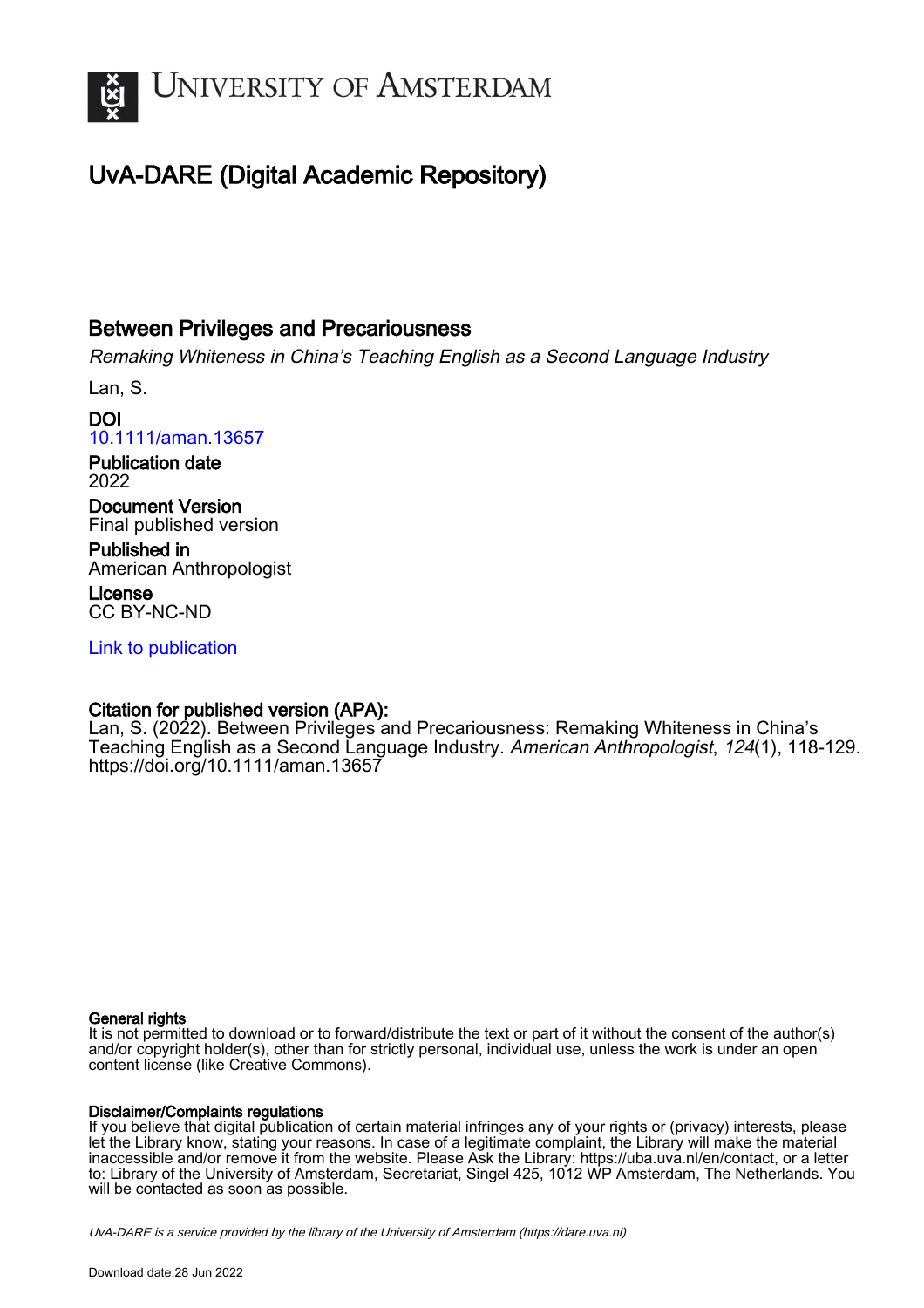# UNIVERSITY OF AMSTERDAM

## UvA-DARE (Digital Academic Repository)

### Between Privileges and Precariousness

*Remaking Whiteness in China's Teaching English as a Second Language Industry*

Lan, S.

**DOI**
10.1111/aman.13657

**Publication date**
2022

**Document Version**
Final published version

**Published in**
American Anthropologist

**License**
CC BY-NC-ND

Link to publication

**Citation for published version (APA):**
Lan, S. (2022). Between Privileges and Precariousness: Remaking Whiteness in China's Teaching English as a Second Language Industry. *American Anthropologist*, *124*(1), 118-129. https://doi.org/10.1111/aman.13657

**General rights**
It is not permitted to download or to forward/distribute the text or part of it without the consent of the author(s) and/or copyright holder(s), other than for strictly personal, individual use, unless the work is under an open content license (like Creative Commons).

**Disclaimer/Complaints regulations**
If you believe that digital publication of certain material infringes any of your rights or (privacy) interests, please let the Library know, stating your reasons. In case of a legitimate complaint, the Library will make the material inaccessible and/or remove it from the website. Please Ask the Library: https://uba.uva.nl/en/contact, or a letter to: Library of the University of Amsterdam, Secretariat, Singel 425, 1012 WP Amsterdam, The Netherlands. You will be contacted as soon as possible.

*UvA-DARE is a service provided by the library of the University of Amsterdam (https://dare.uva.nl)*

Download date:28 Jun 2022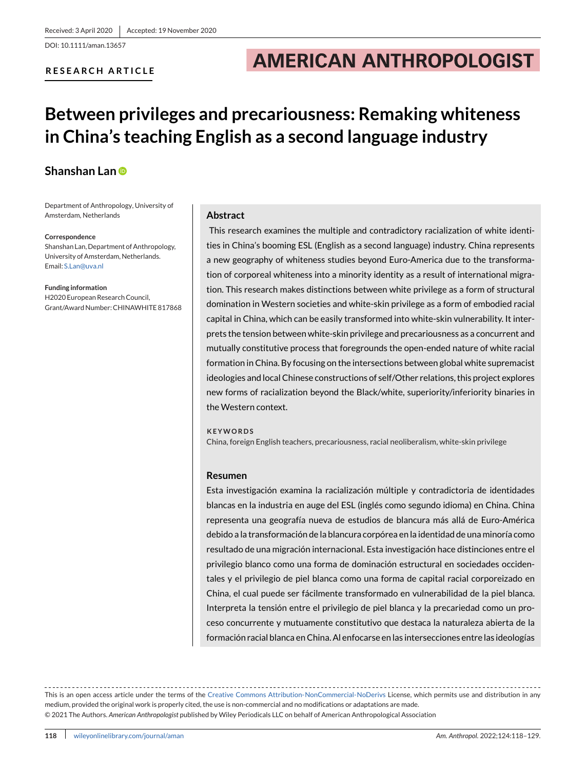Received: 3 April 2020 | Accepted: 19 November 2020

DOI: 10.1111/aman.13657

**RESEARCH ARTICLE**

# Between privileges and precariousness: Remaking whiteness in China's teaching English as a second language industry

**Shanshan Lan**

Department of Anthropology, University of Amsterdam, Netherlands

**Correspondence**
Shanshan Lan, Department of Anthropology, University of Amsterdam, Netherlands.
Email: S.Lan@uva.nl

**Funding information**
H2020 European Research Council, Grant/Award Number: CHINAWHITE 817868

## Abstract

This research examines the multiple and contradictory racialization of white identities in China's booming ESL (English as a second language) industry. China represents a new geography of whiteness studies beyond Euro-America due to the transformation of corporeal whiteness into a minority identity as a result of international migration. This research makes distinctions between white privilege as a form of structural domination in Western societies and white-skin privilege as a form of embodied racial capital in China, which can be easily transformed into white-skin vulnerability. It interprets the tension between white-skin privilege and precariousness as a concurrent and mutually constitutive process that foregrounds the open-ended nature of white racial formation in China. By focusing on the intersections between global white supremacist ideologies and local Chinese constructions of self/Other relations, this project explores new forms of racialization beyond the Black/white, superiority/inferiority binaries in the Western context.

**KEYWORDS**

China, foreign English teachers, precariousness, racial neoliberalism, white-skin privilege

## Resumen

Esta investigación examina la racialización múltiple y contradictoria de identidades blancas en la industria en auge del ESL (inglés como segundo idioma) en China. China representa una geografía nueva de estudios de blancura más allá de Euro-América debido a la transformación de la blancura corpórea en la identidad de una minoría como resultado de una migración internacional. Esta investigación hace distinciones entre el privilegio blanco como una forma de dominación estructural en sociedades occidentales y el privilegio de piel blanca como una forma de capital racial corporeizado en China, el cual puede ser fácilmente transformado en vulnerabilidad de la piel blanca. Interpreta la tensión entre el privilegio de piel blanca y la precariedad como un proceso concurrente y mutuamente constitutivo que destaca la naturaleza abierta de la formación racial blanca en China. Al enfocarse en las intersecciones entre las ideologías

This is an open access article under the terms of the Creative Commons Attribution-NonCommercial-NoDerivs License, which permits use and distribution in any medium, provided the original work is properly cited, the use is non-commercial and no modifications or adaptations are made.
© 2021 The Authors. *American Anthropologist* published by Wiley Periodicals LLC on behalf of American Anthropological Association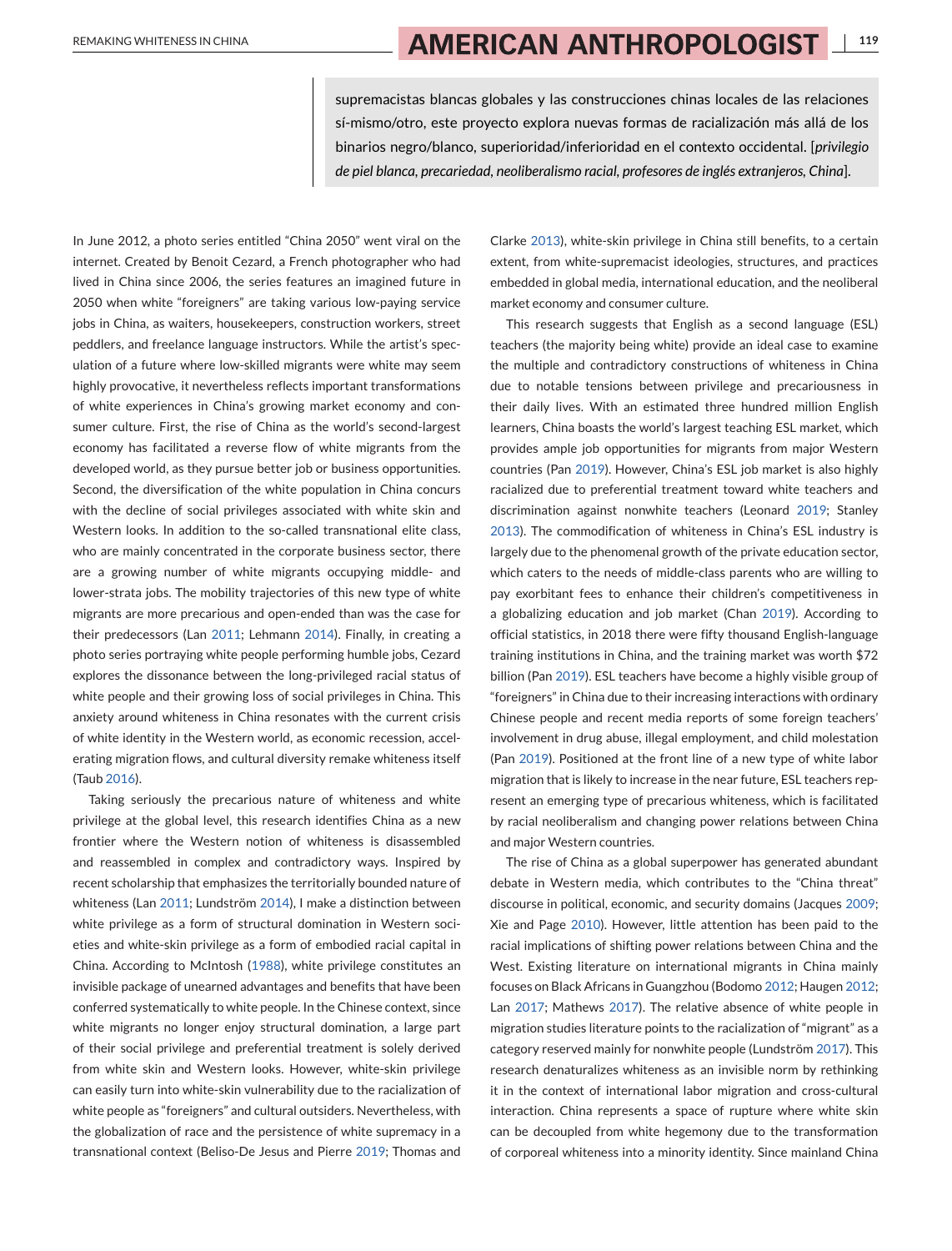supremacistas blancas globales y las construcciones chinas locales de las relaciones sí-mismo/otro, este proyecto explora nuevas formas de racialización más allá de los binarios negro/blanco, superioridad/inferioridad en el contexto occidental. [*privilegio de piel blanca, precariedad, neoliberalismo racial, profesores de inglés extranjeros, China*].

In June 2012, a photo series entitled "China 2050" went viral on the internet. Created by Benoit Cezard, a French photographer who had lived in China since 2006, the series features an imagined future in 2050 when white "foreigners" are taking various low-paying service jobs in China, as waiters, housekeepers, construction workers, street peddlers, and freelance language instructors. While the artist's speculation of a future where low-skilled migrants were white may seem highly provocative, it nevertheless reflects important transformations of white experiences in China's growing market economy and consumer culture. First, the rise of China as the world's second-largest economy has facilitated a reverse flow of white migrants from the developed world, as they pursue better job or business opportunities. Second, the diversification of the white population in China concurs with the decline of social privileges associated with white skin and Western looks. In addition to the so-called transnational elite class, who are mainly concentrated in the corporate business sector, there are a growing number of white migrants occupying middle- and lower-strata jobs. The mobility trajectories of this new type of white migrants are more precarious and open-ended than was the case for their predecessors (Lan 2011; Lehmann 2014). Finally, in creating a photo series portraying white people performing humble jobs, Cezard explores the dissonance between the long-privileged racial status of white people and their growing loss of social privileges in China. This anxiety around whiteness in China resonates with the current crisis of white identity in the Western world, as economic recession, accelerating migration flows, and cultural diversity remake whiteness itself (Taub 2016).

Taking seriously the precarious nature of whiteness and white privilege at the global level, this research identifies China as a new frontier where the Western notion of whiteness is disassembled and reassembled in complex and contradictory ways. Inspired by recent scholarship that emphasizes the territorially bounded nature of whiteness (Lan 2011; Lundström 2014), I make a distinction between white privilege as a form of structural domination in Western societies and white-skin privilege as a form of embodied racial capital in China. According to McIntosh (1988), white privilege constitutes an invisible package of unearned advantages and benefits that have been conferred systematically to white people. In the Chinese context, since white migrants no longer enjoy structural domination, a large part of their social privilege and preferential treatment is solely derived from white skin and Western looks. However, white-skin privilege can easily turn into white-skin vulnerability due to the racialization of white people as "foreigners" and cultural outsiders. Nevertheless, with the globalization of race and the persistence of white supremacy in a transnational context (Beliso-De Jesus and Pierre 2019; Thomas and Clarke 2013), white-skin privilege in China still benefits, to a certain extent, from white-supremacist ideologies, structures, and practices embedded in global media, international education, and the neoliberal market economy and consumer culture.

This research suggests that English as a second language (ESL) teachers (the majority being white) provide an ideal case to examine the multiple and contradictory constructions of whiteness in China due to notable tensions between privilege and precariousness in their daily lives. With an estimated three hundred million English learners, China boasts the world's largest teaching ESL market, which provides ample job opportunities for migrants from major Western countries (Pan 2019). However, China's ESL job market is also highly racialized due to preferential treatment toward white teachers and discrimination against nonwhite teachers (Leonard 2019; Stanley 2013). The commodification of whiteness in China's ESL industry is largely due to the phenomenal growth of the private education sector, which caters to the needs of middle-class parents who are willing to pay exorbitant fees to enhance their children's competitiveness in a globalizing education and job market (Chan 2019). According to official statistics, in 2018 there were fifty thousand English-language training institutions in China, and the training market was worth $72 billion (Pan 2019). ESL teachers have become a highly visible group of "foreigners" in China due to their increasing interactions with ordinary Chinese people and recent media reports of some foreign teachers' involvement in drug abuse, illegal employment, and child molestation (Pan 2019). Positioned at the front line of a new type of white labor migration that is likely to increase in the near future, ESL teachers represent an emerging type of precarious whiteness, which is facilitated by racial neoliberalism and changing power relations between China and major Western countries.

The rise of China as a global superpower has generated abundant debate in Western media, which contributes to the "China threat" discourse in political, economic, and security domains (Jacques 2009; Xie and Page 2010). However, little attention has been paid to the racial implications of shifting power relations between China and the West. Existing literature on international migrants in China mainly focuses on Black Africans in Guangzhou (Bodomo 2012; Haugen 2012; Lan 2017; Mathews 2017). The relative absence of white people in migration studies literature points to the racialization of "migrant" as a category reserved mainly for nonwhite people (Lundström 2017). This research denaturalizes whiteness as an invisible norm by rethinking it in the context of international labor migration and cross-cultural interaction. China represents a space of rupture where white skin can be decoupled from white hegemony due to the transformation of corporeal whiteness into a minority identity. Since mainland China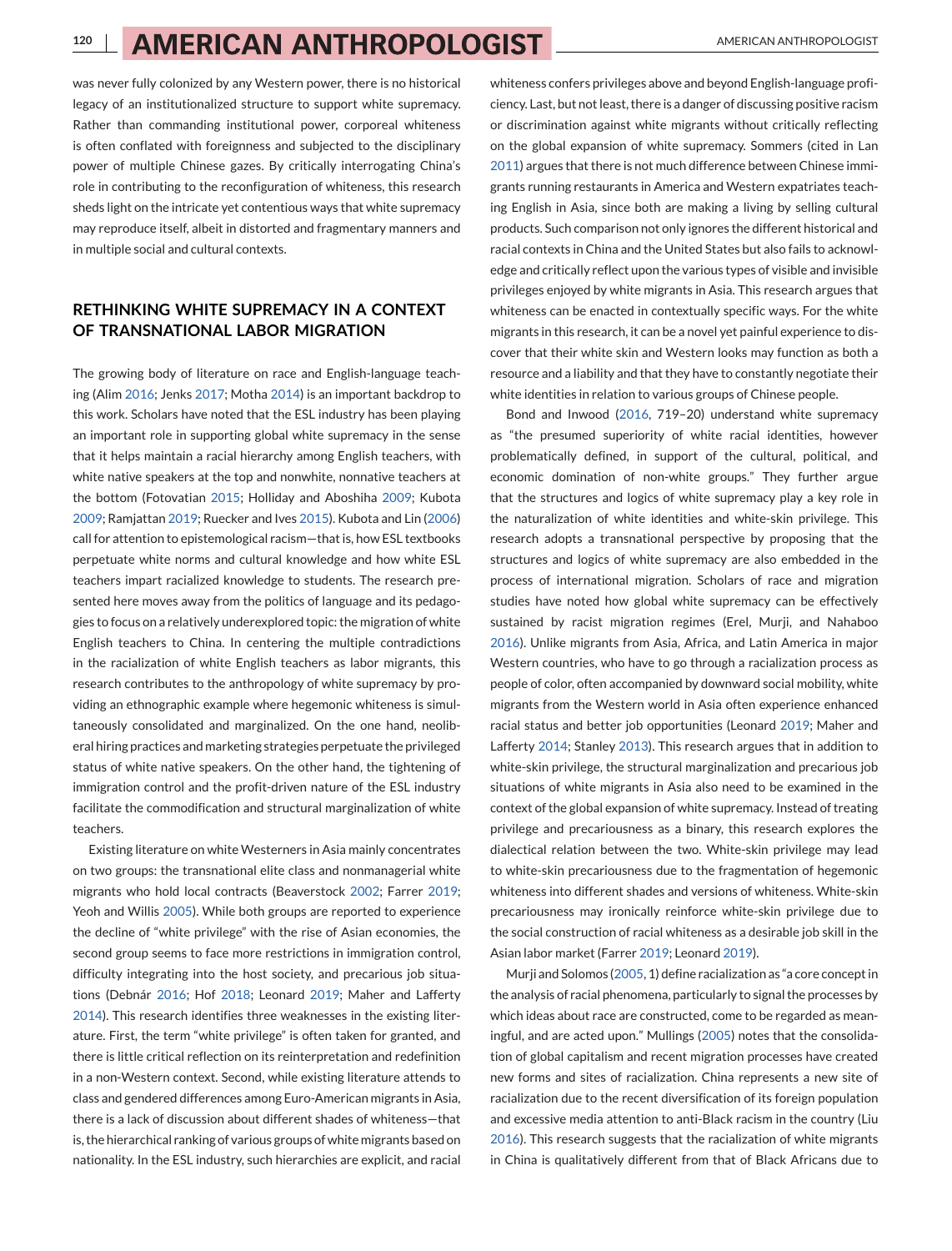was never fully colonized by any Western power, there is no historical legacy of an institutionalized structure to support white supremacy. Rather than commanding institutional power, corporeal whiteness is often conflated with foreignness and subjected to the disciplinary power of multiple Chinese gazes. By critically interrogating China's role in contributing to the reconfiguration of whiteness, this research sheds light on the intricate yet contentious ways that white supremacy may reproduce itself, albeit in distorted and fragmentary manners and in multiple social and cultural contexts.

## RETHINKING WHITE SUPREMACY IN A CONTEXT OF TRANSNATIONAL LABOR MIGRATION

The growing body of literature on race and English-language teaching (Alim 2016; Jenks 2017; Motha 2014) is an important backdrop to this work. Scholars have noted that the ESL industry has been playing an important role in supporting global white supremacy in the sense that it helps maintain a racial hierarchy among English teachers, with white native speakers at the top and nonwhite, nonnative teachers at the bottom (Fotovatian 2015; Holliday and Aboshiha 2009; Kubota 2009; Ramjattan 2019; Ruecker and Ives 2015). Kubota and Lin (2006) call for attention to epistemological racism—that is, how ESL textbooks perpetuate white norms and cultural knowledge and how white ESL teachers impart racialized knowledge to students. The research presented here moves away from the politics of language and its pedagogies to focus on a relatively underexplored topic: the migration of white English teachers to China. In centering the multiple contradictions in the racialization of white English teachers as labor migrants, this research contributes to the anthropology of white supremacy by providing an ethnographic example where hegemonic whiteness is simultaneously consolidated and marginalized. On the one hand, neoliberal hiring practices and marketing strategies perpetuate the privileged status of white native speakers. On the other hand, the tightening of immigration control and the profit-driven nature of the ESL industry facilitate the commodification and structural marginalization of white teachers.

Existing literature on white Westerners in Asia mainly concentrates on two groups: the transnational elite class and nonmanagerial white migrants who hold local contracts (Beaverstock 2002; Farrer 2019; Yeoh and Willis 2005). While both groups are reported to experience the decline of "white privilege" with the rise of Asian economies, the second group seems to face more restrictions in immigration control, difficulty integrating into the host society, and precarious job situations (Debnár 2016; Hof 2018; Leonard 2019; Maher and Lafferty 2014). This research identifies three weaknesses in the existing literature. First, the term "white privilege" is often taken for granted, and there is little critical reflection on its reinterpretation and redefinition in a non-Western context. Second, while existing literature attends to class and gendered differences among Euro-American migrants in Asia, there is a lack of discussion about different shades of whiteness—that is, the hierarchical ranking of various groups of white migrants based on nationality. In the ESL industry, such hierarchies are explicit, and racial whiteness confers privileges above and beyond English-language proficiency. Last, but not least, there is a danger of discussing positive racism or discrimination against white migrants without critically reflecting on the global expansion of white supremacy. Sommers (cited in Lan 2011) argues that there is not much difference between Chinese immigrants running restaurants in America and Western expatriates teaching English in Asia, since both are making a living by selling cultural products. Such comparison not only ignores the different historical and racial contexts in China and the United States but also fails to acknowledge and critically reflect upon the various types of visible and invisible privileges enjoyed by white migrants in Asia. This research argues that whiteness can be enacted in contextually specific ways. For the white migrants in this research, it can be a novel yet painful experience to discover that their white skin and Western looks may function as both a resource and a liability and that they have to constantly negotiate their white identities in relation to various groups of Chinese people.

Bond and Inwood (2016, 719–20) understand white supremacy as "the presumed superiority of white racial identities, however problematically defined, in support of the cultural, political, and economic domination of non-white groups." They further argue that the structures and logics of white supremacy play a key role in the naturalization of white identities and white-skin privilege. This research adopts a transnational perspective by proposing that the structures and logics of white supremacy are also embedded in the process of international migration. Scholars of race and migration studies have noted how global white supremacy can be effectively sustained by racist migration regimes (Erel, Murji, and Nahaboo 2016). Unlike migrants from Asia, Africa, and Latin America in major Western countries, who have to go through a racialization process as people of color, often accompanied by downward social mobility, white migrants from the Western world in Asia often experience enhanced racial status and better job opportunities (Leonard 2019; Maher and Lafferty 2014; Stanley 2013). This research argues that in addition to white-skin privilege, the structural marginalization and precarious job situations of white migrants in Asia also need to be examined in the context of the global expansion of white supremacy. Instead of treating privilege and precariousness as a binary, this research explores the dialectical relation between the two. White-skin privilege may lead to white-skin precariousness due to the fragmentation of hegemonic whiteness into different shades and versions of whiteness. White-skin precariousness may ironically reinforce white-skin privilege due to the social construction of racial whiteness as a desirable job skill in the Asian labor market (Farrer 2019; Leonard 2019).

Murji and Solomos (2005, 1) define racialization as "a core concept in the analysis of racial phenomena, particularly to signal the processes by which ideas about race are constructed, come to be regarded as meaningful, and are acted upon." Mullings (2005) notes that the consolidation of global capitalism and recent migration processes have created new forms and sites of racialization. China represents a new site of racialization due to the recent diversification of its foreign population and excessive media attention to anti-Black racism in the country (Liu 2016). This research suggests that the racialization of white migrants in China is qualitatively different from that of Black Africans due to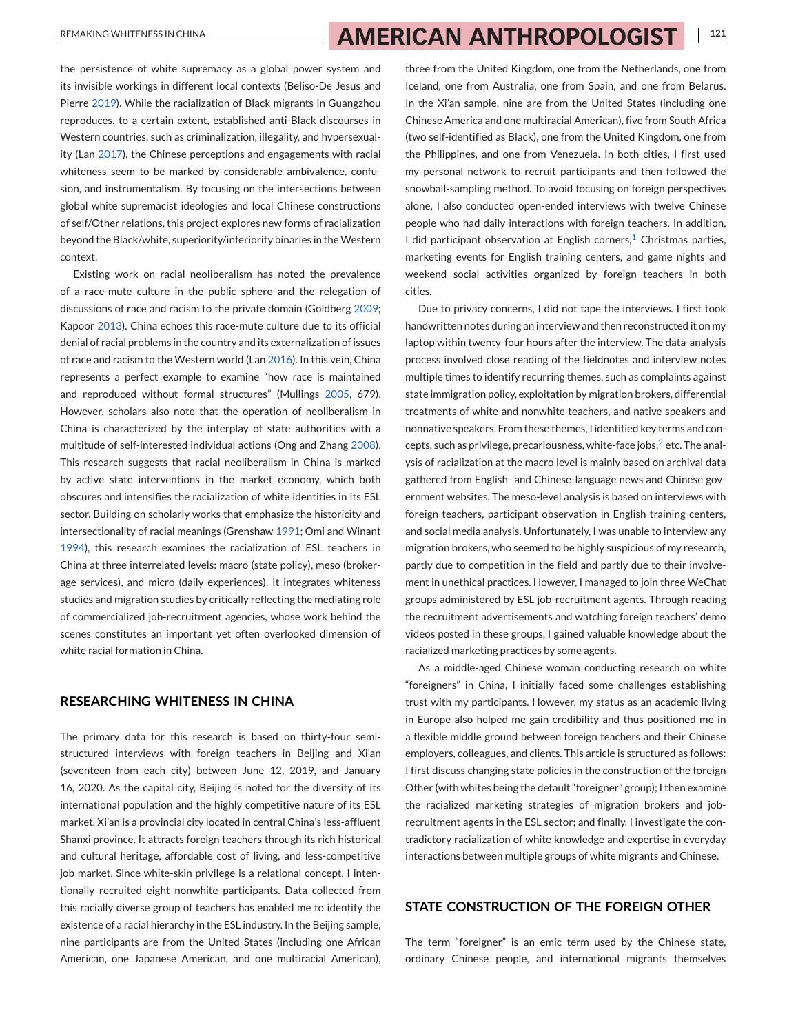the persistence of white supremacy as a global power system and its invisible workings in different local contexts (Beliso-De Jesus and Pierre 2019). While the racialization of Black migrants in Guangzhou reproduces, to a certain extent, established anti-Black discourses in Western countries, such as criminalization, illegality, and hypersexuality (Lan 2017), the Chinese perceptions and engagements with racial whiteness seem to be marked by considerable ambivalence, confusion, and instrumentalism. By focusing on the intersections between global white supremacist ideologies and local Chinese constructions of self/Other relations, this project explores new forms of racialization beyond the Black/white, superiority/inferiority binaries in the Western context.

Existing work on racial neoliberalism has noted the prevalence of a race-mute culture in the public sphere and the relegation of discussions of race and racism to the private domain (Goldberg 2009; Kapoor 2013). China echoes this race-mute culture due to its official denial of racial problems in the country and its externalization of issues of race and racism to the Western world (Lan 2016). In this vein, China represents a perfect example to examine "how race is maintained and reproduced without formal structures" (Mullings 2005, 679). However, scholars also note that the operation of neoliberalism in China is characterized by the interplay of state authorities with a multitude of self-interested individual actions (Ong and Zhang 2008). This research suggests that racial neoliberalism in China is marked by active state interventions in the market economy, which both obscures and intensifies the racialization of white identities in its ESL sector. Building on scholarly works that emphasize the historicity and intersectionality of racial meanings (Grenshaw 1991; Omi and Winant 1994), this research examines the racialization of ESL teachers in China at three interrelated levels: macro (state policy), meso (brokerage services), and micro (daily experiences). It integrates whiteness studies and migration studies by critically reflecting the mediating role of commercialized job-recruitment agencies, whose work behind the scenes constitutes an important yet often overlooked dimension of white racial formation in China.

## RESEARCHING WHITENESS IN CHINA

The primary data for this research is based on thirty-four semi-structured interviews with foreign teachers in Beijing and Xi'an (seventeen from each city) between June 12, 2019, and January 16, 2020. As the capital city, Beijing is noted for the diversity of its international population and the highly competitive nature of its ESL market. Xi'an is a provincial city located in central China's less-affluent Shanxi province. It attracts foreign teachers through its rich historical and cultural heritage, affordable cost of living, and less-competitive job market. Since white-skin privilege is a relational concept, I intentionally recruited eight nonwhite participants. Data collected from this racially diverse group of teachers has enabled me to identify the existence of a racial hierarchy in the ESL industry. In the Beijing sample, nine participants are from the United States (including one African American, one Japanese American, and one multiracial American), three from the United Kingdom, one from the Netherlands, one from Iceland, one from Australia, one from Spain, and one from Belarus. In the Xi'an sample, nine are from the United States (including one Chinese America and one multiracial American), five from South Africa (two self-identified as Black), one from the United Kingdom, one from the Philippines, and one from Venezuela. In both cities, I first used my personal network to recruit participants and then followed the snowball-sampling method. To avoid focusing on foreign perspectives alone, I also conducted open-ended interviews with twelve Chinese people who had daily interactions with foreign teachers. In addition, I did participant observation at English corners,[1] Christmas parties, marketing events for English training centers, and game nights and weekend social activities organized by foreign teachers in both cities.

Due to privacy concerns, I did not tape the interviews. I first took handwritten notes during an interview and then reconstructed it on my laptop within twenty-four hours after the interview. The data-analysis process involved close reading of the fieldnotes and interview notes multiple times to identify recurring themes, such as complaints against state immigration policy, exploitation by migration brokers, differential treatments of white and nonwhite teachers, and native speakers and nonnative speakers. From these themes, I identified key terms and concepts, such as privilege, precariousness, white-face jobs,[2] etc. The analysis of racialization at the macro level is mainly based on archival data gathered from English- and Chinese-language news and Chinese government websites. The meso-level analysis is based on interviews with foreign teachers, participant observation in English training centers, and social media analysis. Unfortunately, I was unable to interview any migration brokers, who seemed to be highly suspicious of my research, partly due to competition in the field and partly due to their involvement in unethical practices. However, I managed to join three WeChat groups administered by ESL job-recruitment agents. Through reading the recruitment advertisements and watching foreign teachers' demo videos posted in these groups, I gained valuable knowledge about the racialized marketing practices by some agents.

As a middle-aged Chinese woman conducting research on white "foreigners" in China, I initially faced some challenges establishing trust with my participants. However, my status as an academic living in Europe also helped me gain credibility and thus positioned me in a flexible middle ground between foreign teachers and their Chinese employers, colleagues, and clients. This article is structured as follows: I first discuss changing state policies in the construction of the foreign Other (with whites being the default "foreigner" group); I then examine the racialized marketing strategies of migration brokers and job-recruitment agents in the ESL sector; and finally, I investigate the contradictory racialization of white knowledge and expertise in everyday interactions between multiple groups of white migrants and Chinese.

## STATE CONSTRUCTION OF THE FOREIGN OTHER

The term "foreigner" is an emic term used by the Chinese state, ordinary Chinese people, and international migrants themselves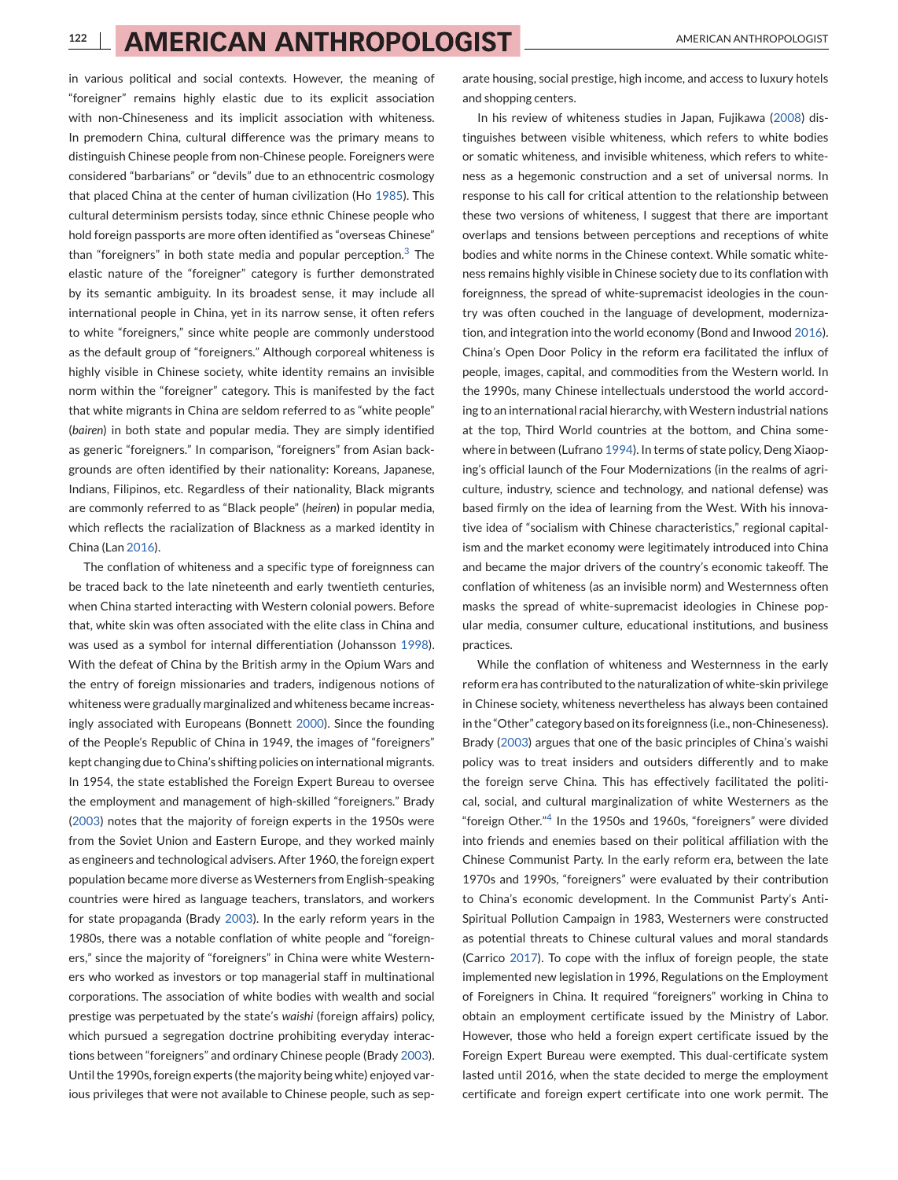in various political and social contexts. However, the meaning of "foreigner" remains highly elastic due to its explicit association with non-Chineseness and its implicit association with whiteness. In premodern China, cultural difference was the primary means to distinguish Chinese people from non-Chinese people. Foreigners were considered "barbarians" or "devils" due to an ethnocentric cosmology that placed China at the center of human civilization (Ho 1985). This cultural determinism persists today, since ethnic Chinese people who hold foreign passports are more often identified as "overseas Chinese" than "foreigners" in both state media and popular perception.[3] The elastic nature of the "foreigner" category is further demonstrated by its semantic ambiguity. In its broadest sense, it may include all international people in China, yet in its narrow sense, it often refers to white "foreigners," since white people are commonly understood as the default group of "foreigners." Although corporeal whiteness is highly visible in Chinese society, white identity remains an invisible norm within the "foreigner" category. This is manifested by the fact that white migrants in China are seldom referred to as "white people" (*bairen*) in both state and popular media. They are simply identified as generic "foreigners." In comparison, "foreigners" from Asian backgrounds are often identified by their nationality: Koreans, Japanese, Indians, Filipinos, etc. Regardless of their nationality, Black migrants are commonly referred to as "Black people" (*heiren*) in popular media, which reflects the racialization of Blackness as a marked identity in China (Lan 2016).

The conflation of whiteness and a specific type of foreignness can be traced back to the late nineteenth and early twentieth centuries, when China started interacting with Western colonial powers. Before that, white skin was often associated with the elite class in China and was used as a symbol for internal differentiation (Johansson 1998). With the defeat of China by the British army in the Opium Wars and the entry of foreign missionaries and traders, indigenous notions of whiteness were gradually marginalized and whiteness became increasingly associated with Europeans (Bonnett 2000). Since the founding of the People's Republic of China in 1949, the images of "foreigners" kept changing due to China's shifting policies on international migrants. In 1954, the state established the Foreign Expert Bureau to oversee the employment and management of high-skilled "foreigners." Brady (2003) notes that the majority of foreign experts in the 1950s were from the Soviet Union and Eastern Europe, and they worked mainly as engineers and technological advisers. After 1960, the foreign expert population became more diverse as Westerners from English-speaking countries were hired as language teachers, translators, and workers for state propaganda (Brady 2003). In the early reform years in the 1980s, there was a notable conflation of white people and "foreigners," since the majority of "foreigners" in China were white Westerners who worked as investors or top managerial staff in multinational corporations. The association of white bodies with wealth and social prestige was perpetuated by the state's *waishi* (foreign affairs) policy, which pursued a segregation doctrine prohibiting everyday interactions between "foreigners" and ordinary Chinese people (Brady 2003). Until the 1990s, foreign experts (the majority being white) enjoyed various privileges that were not available to Chinese people, such as separate housing, social prestige, high income, and access to luxury hotels and shopping centers.

In his review of whiteness studies in Japan, Fujikawa (2008) distinguishes between visible whiteness, which refers to white bodies or somatic whiteness, and invisible whiteness, which refers to whiteness as a hegemonic construction and a set of universal norms. In response to his call for critical attention to the relationship between these two versions of whiteness, I suggest that there are important overlaps and tensions between perceptions and receptions of white bodies and white norms in the Chinese context. While somatic whiteness remains highly visible in Chinese society due to its conflation with foreignness, the spread of white-supremacist ideologies in the country was often couched in the language of development, modernization, and integration into the world economy (Bond and Inwood 2016). China's Open Door Policy in the reform era facilitated the influx of people, images, capital, and commodities from the Western world. In the 1990s, many Chinese intellectuals understood the world according to an international racial hierarchy, with Western industrial nations at the top, Third World countries at the bottom, and China somewhere in between (Lufrano 1994). In terms of state policy, Deng Xiaoping's official launch of the Four Modernizations (in the realms of agriculture, industry, science and technology, and national defense) was based firmly on the idea of learning from the West. With his innovative idea of "socialism with Chinese characteristics," regional capitalism and the market economy were legitimately introduced into China and became the major drivers of the country's economic takeoff. The conflation of whiteness (as an invisible norm) and Westernness often masks the spread of white-supremacist ideologies in Chinese popular media, consumer culture, educational institutions, and business practices.

While the conflation of whiteness and Westernness in the early reform era has contributed to the naturalization of white-skin privilege in Chinese society, whiteness nevertheless has always been contained in the "Other" category based on its foreignness (i.e., non-Chineseness). Brady (2003) argues that one of the basic principles of China's waishi policy was to treat insiders and outsiders differently and to make the foreign serve China. This has effectively facilitated the political, social, and cultural marginalization of white Westerners as the "foreign Other."[4] In the 1950s and 1960s, "foreigners" were divided into friends and enemies based on their political affiliation with the Chinese Communist Party. In the early reform era, between the late 1970s and 1990s, "foreigners" were evaluated by their contribution to China's economic development. In the Communist Party's Anti-Spiritual Pollution Campaign in 1983, Westerners were constructed as potential threats to Chinese cultural values and moral standards (Carrico 2017). To cope with the influx of foreign people, the state implemented new legislation in 1996, Regulations on the Employment of Foreigners in China. It required "foreigners" working in China to obtain an employment certificate issued by the Ministry of Labor. However, those who held a foreign expert certificate issued by the Foreign Expert Bureau were exempted. This dual-certificate system lasted until 2016, when the state decided to merge the employment certificate and foreign expert certificate into one work permit. The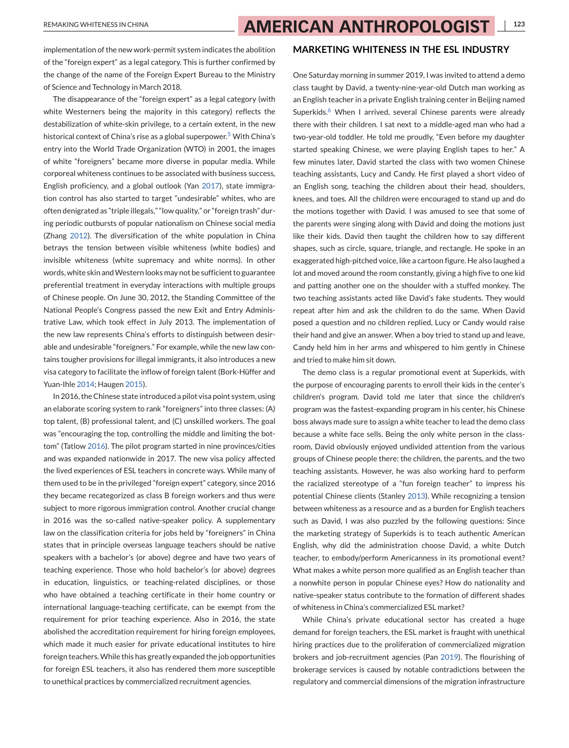implementation of the new work-permit system indicates the abolition of the "foreign expert" as a legal category. This is further confirmed by the change of the name of the Foreign Expert Bureau to the Ministry of Science and Technology in March 2018.

The disappearance of the "foreign expert" as a legal category (with white Westerners being the majority in this category) reflects the destabilization of white-skin privilege, to a certain extent, in the new historical context of China's rise as a global superpower.[5] With China's entry into the World Trade Organization (WTO) in 2001, the images of white "foreigners" became more diverse in popular media. While corporeal whiteness continues to be associated with business success, English proficiency, and a global outlook (Yan 2017), state immigration control has also started to target "undesirable" whites, who are often denigrated as "triple illegals," "low quality," or "foreign trash" during periodic outbursts of popular nationalism on Chinese social media (Zhang 2012). The diversification of the white population in China betrays the tension between visible whiteness (white bodies) and invisible whiteness (white supremacy and white norms). In other words, white skin and Western looks may not be sufficient to guarantee preferential treatment in everyday interactions with multiple groups of Chinese people. On June 30, 2012, the Standing Committee of the National People's Congress passed the new Exit and Entry Administrative Law, which took effect in July 2013. The implementation of the new law represents China's efforts to distinguish between desirable and undesirable "foreigners." For example, while the new law contains tougher provisions for illegal immigrants, it also introduces a new visa category to facilitate the inflow of foreign talent (Bork-Hüffer and Yuan-Ihle 2014; Haugen 2015).

In 2016, the Chinese state introduced a pilot visa point system, using an elaborate scoring system to rank "foreigners" into three classes: (A) top talent, (B) professional talent, and (C) unskilled workers. The goal was "encouraging the top, controlling the middle and limiting the bottom" (Tatlow 2016). The pilot program started in nine provinces/cities and was expanded nationwide in 2017. The new visa policy affected the lived experiences of ESL teachers in concrete ways. While many of them used to be in the privileged "foreign expert" category, since 2016 they became recategorized as class B foreign workers and thus were subject to more rigorous immigration control. Another crucial change in 2016 was the so-called native-speaker policy. A supplementary law on the classification criteria for jobs held by "foreigners" in China states that in principle overseas language teachers should be native speakers with a bachelor's (or above) degree and have two years of teaching experience. Those who hold bachelor's (or above) degrees in education, linguistics, or teaching-related disciplines, or those who have obtained a teaching certificate in their home country or international language-teaching certificate, can be exempt from the requirement for prior teaching experience. Also in 2016, the state abolished the accreditation requirement for hiring foreign employees, which made it much easier for private educational institutes to hire foreign teachers. While this has greatly expanded the job opportunities for foreign ESL teachers, it also has rendered them more susceptible to unethical practices by commercialized recruitment agencies.

## MARKETING WHITENESS IN THE ESL INDUSTRY

One Saturday morning in summer 2019, I was invited to attend a demo class taught by David, a twenty-nine-year-old Dutch man working as an English teacher in a private English training center in Beijing named Superkids.[6] When I arrived, several Chinese parents were already there with their children. I sat next to a middle-aged man who had a two-year-old toddler. He told me proudly, "Even before my daughter started speaking Chinese, we were playing English tapes to her." A few minutes later, David started the class with two women Chinese teaching assistants, Lucy and Candy. He first played a short video of an English song, teaching the children about their head, shoulders, knees, and toes. All the children were encouraged to stand up and do the motions together with David. I was amused to see that some of the parents were singing along with David and doing the motions just like their kids. David then taught the children how to say different shapes, such as circle, square, triangle, and rectangle. He spoke in an exaggerated high-pitched voice, like a cartoon figure. He also laughed a lot and moved around the room constantly, giving a high five to one kid and patting another one on the shoulder with a stuffed monkey. The two teaching assistants acted like David's fake students. They would repeat after him and ask the children to do the same. When David posed a question and no children replied, Lucy or Candy would raise their hand and give an answer. When a boy tried to stand up and leave, Candy held him in her arms and whispered to him gently in Chinese and tried to make him sit down.

The demo class is a regular promotional event at Superkids, with the purpose of encouraging parents to enroll their kids in the center's children's program. David told me later that since the children's program was the fastest-expanding program in his center, his Chinese boss always made sure to assign a white teacher to lead the demo class because a white face sells. Being the only white person in the classroom, David obviously enjoyed undivided attention from the various groups of Chinese people there: the children, the parents, and the two teaching assistants. However, he was also working hard to perform the racialized stereotype of a "fun foreign teacher" to impress his potential Chinese clients (Stanley 2013). While recognizing a tension between whiteness as a resource and as a burden for English teachers such as David, I was also puzzled by the following questions: Since the marketing strategy of Superkids is to teach authentic American English, why did the administration choose David, a white Dutch teacher, to embody/perform Americanness in its promotional event? What makes a white person more qualified as an English teacher than a nonwhite person in popular Chinese eyes? How do nationality and native-speaker status contribute to the formation of different shades of whiteness in China's commercialized ESL market?

While China's private educational sector has created a huge demand for foreign teachers, the ESL market is fraught with unethical hiring practices due to the proliferation of commercialized migration brokers and job-recruitment agencies (Pan 2019). The flourishing of brokerage services is caused by notable contradictions between the regulatory and commercial dimensions of the migration infrastructure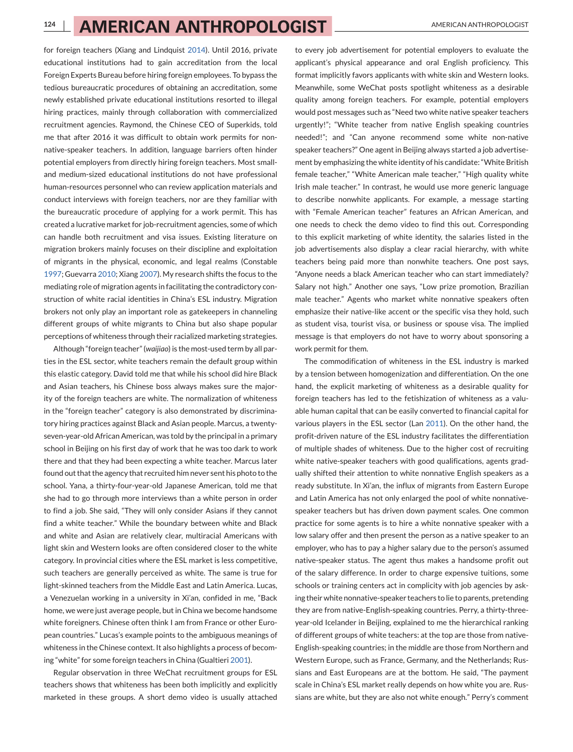for foreign teachers (Xiang and Lindquist 2014). Until 2016, private educational institutions had to gain accreditation from the local Foreign Experts Bureau before hiring foreign employees. To bypass the tedious bureaucratic procedures of obtaining an accreditation, some newly established private educational institutions resorted to illegal hiring practices, mainly through collaboration with commercialized recruitment agencies. Raymond, the Chinese CEO of Superkids, told me that after 2016 it was difficult to obtain work permits for non-native-speaker teachers. In addition, language barriers often hinder potential employers from directly hiring foreign teachers. Most small- and medium-sized educational institutions do not have professional human-resources personnel who can review application materials and conduct interviews with foreign teachers, nor are they familiar with the bureaucratic procedure of applying for a work permit. This has created a lucrative market for job-recruitment agencies, some of which can handle both recruitment and visa issues. Existing literature on migration brokers mainly focuses on their discipline and exploitation of migrants in the physical, economic, and legal realms (Constable 1997; Guevarra 2010; Xiang 2007). My research shifts the focus to the mediating role of migration agents in facilitating the contradictory construction of white racial identities in China's ESL industry. Migration brokers not only play an important role as gatekeepers in channeling different groups of white migrants to China but also shape popular perceptions of whiteness through their racialized marketing strategies.

Although "foreign teacher" (*waijiao*) is the most-used term by all parties in the ESL sector, white teachers remain the default group within this elastic category. David told me that while his school did hire Black and Asian teachers, his Chinese boss always makes sure the majority of the foreign teachers are white. The normalization of whiteness in the "foreign teacher" category is also demonstrated by discriminatory hiring practices against Black and Asian people. Marcus, a twenty-seven-year-old African American, was told by the principal in a primary school in Beijing on his first day of work that he was too dark to work there and that they had been expecting a white teacher. Marcus later found out that the agency that recruited him never sent his photo to the school. Yana, a thirty-four-year-old Japanese American, told me that she had to go through more interviews than a white person in order to find a job. She said, "They will only consider Asians if they cannot find a white teacher." While the boundary between white and Black and white and Asian are relatively clear, multiracial Americans with light skin and Western looks are often considered closer to the white category. In provincial cities where the ESL market is less competitive, such teachers are generally perceived as white. The same is true for light-skinned teachers from the Middle East and Latin America. Lucas, a Venezuelan working in a university in Xi'an, confided in me, "Back home, we were just average people, but in China we become handsome white foreigners. Chinese often think I am from France or other European countries." Lucas's example points to the ambiguous meanings of whiteness in the Chinese context. It also highlights a process of becoming "white" for some foreign teachers in China (Gualtieri 2001).

Regular observation in three WeChat recruitment groups for ESL teachers shows that whiteness has been both implicitly and explicitly marketed in these groups. A short demo video is usually attached to every job advertisement for potential employers to evaluate the applicant's physical appearance and oral English proficiency. This format implicitly favors applicants with white skin and Western looks. Meanwhile, some WeChat posts spotlight whiteness as a desirable quality among foreign teachers. For example, potential employers would post messages such as "Need two white native speaker teachers urgently!"; "White teacher from native English speaking countries needed!"; and "Can anyone recommend some white non-native speaker teachers?" One agent in Beijing always started a job advertisement by emphasizing the white identity of his candidate: "White British female teacher," "White American male teacher," "High quality white Irish male teacher." In contrast, he would use more generic language to describe nonwhite applicants. For example, a message starting with "Female American teacher" features an African American, and one needs to check the demo video to find this out. Corresponding to this explicit marketing of white identity, the salaries listed in the job advertisements also display a clear racial hierarchy, with white teachers being paid more than nonwhite teachers. One post says, "Anyone needs a black American teacher who can start immediately? Salary not high." Another one says, "Low prize promotion, Brazilian male teacher." Agents who market white nonnative speakers often emphasize their native-like accent or the specific visa they hold, such as student visa, tourist visa, or business or spouse visa. The implied message is that employers do not have to worry about sponsoring a work permit for them.

The commodification of whiteness in the ESL industry is marked by a tension between homogenization and differentiation. On the one hand, the explicit marketing of whiteness as a desirable quality for foreign teachers has led to the fetishization of whiteness as a valuable human capital that can be easily converted to financial capital for various players in the ESL sector (Lan 2011). On the other hand, the profit-driven nature of the ESL industry facilitates the differentiation of multiple shades of whiteness. Due to the higher cost of recruiting white native-speaker teachers with good qualifications, agents gradually shifted their attention to white nonnative English speakers as a ready substitute. In Xi'an, the influx of migrants from Eastern Europe and Latin America has not only enlarged the pool of white nonnative-speaker teachers but has driven down payment scales. One common practice for some agents is to hire a white nonnative speaker with a low salary offer and then present the person as a native speaker to an employer, who has to pay a higher salary due to the person's assumed native-speaker status. The agent thus makes a handsome profit out of the salary difference. In order to charge expensive tuitions, some schools or training centers act in complicity with job agencies by asking their white nonnative-speaker teachers to lie to parents, pretending they are from native-English-speaking countries. Perry, a thirty-three-year-old Icelander in Beijing, explained to me the hierarchical ranking of different groups of white teachers: at the top are those from native-English-speaking countries; in the middle are those from Northern and Western Europe, such as France, Germany, and the Netherlands; Russians and East Europeans are at the bottom. He said, "The payment scale in China's ESL market really depends on how white you are. Russians are white, but they are also not white enough." Perry's comment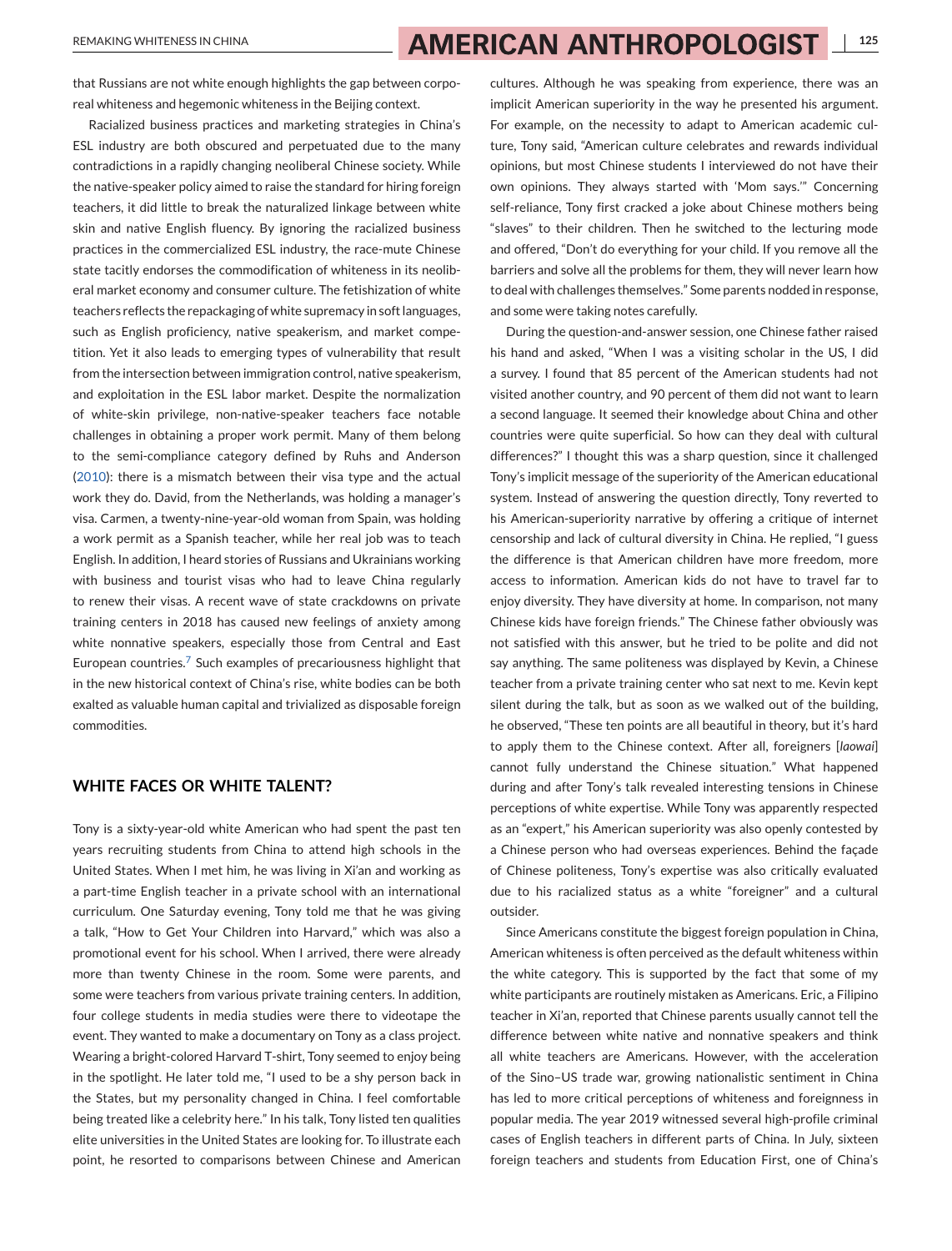that Russians are not white enough highlights the gap between corporeal whiteness and hegemonic whiteness in the Beijing context.

Racialized business practices and marketing strategies in China's ESL industry are both obscured and perpetuated due to the many contradictions in a rapidly changing neoliberal Chinese society. While the native-speaker policy aimed to raise the standard for hiring foreign teachers, it did little to break the naturalized linkage between white skin and native English fluency. By ignoring the racialized business practices in the commercialized ESL industry, the race-mute Chinese state tacitly endorses the commodification of whiteness in its neoliberal market economy and consumer culture. The fetishization of white teachers reflects the repackaging of white supremacy in soft languages, such as English proficiency, native speakerism, and market competition. Yet it also leads to emerging types of vulnerability that result from the intersection between immigration control, native speakerism, and exploitation in the ESL labor market. Despite the normalization of white-skin privilege, non-native-speaker teachers face notable challenges in obtaining a proper work permit. Many of them belong to the semi-compliance category defined by Ruhs and Anderson (2010): there is a mismatch between their visa type and the actual work they do. David, from the Netherlands, was holding a manager's visa. Carmen, a twenty-nine-year-old woman from Spain, was holding a work permit as a Spanish teacher, while her real job was to teach English. In addition, I heard stories of Russians and Ukrainians working with business and tourist visas who had to leave China regularly to renew their visas. A recent wave of state crackdowns on private training centers in 2018 has caused new feelings of anxiety among white nonnative speakers, especially those from Central and East European countries.[7] Such examples of precariousness highlight that in the new historical context of China's rise, white bodies can be both exalted as valuable human capital and trivialized as disposable foreign commodities.

## WHITE FACES OR WHITE TALENT?

Tony is a sixty-year-old white American who had spent the past ten years recruiting students from China to attend high schools in the United States. When I met him, he was living in Xi'an and working as a part-time English teacher in a private school with an international curriculum. One Saturday evening, Tony told me that he was giving a talk, "How to Get Your Children into Harvard," which was also a promotional event for his school. When I arrived, there were already more than twenty Chinese in the room. Some were parents, and some were teachers from various private training centers. In addition, four college students in media studies were there to videotape the event. They wanted to make a documentary on Tony as a class project. Wearing a bright-colored Harvard T-shirt, Tony seemed to enjoy being in the spotlight. He later told me, "I used to be a shy person back in the States, but my personality changed in China. I feel comfortable being treated like a celebrity here." In his talk, Tony listed ten qualities elite universities in the United States are looking for. To illustrate each point, he resorted to comparisons between Chinese and American cultures. Although he was speaking from experience, there was an implicit American superiority in the way he presented his argument. For example, on the necessity to adapt to American academic culture, Tony said, "American culture celebrates and rewards individual opinions, but most Chinese students I interviewed do not have their own opinions. They always started with 'Mom says.'" Concerning self-reliance, Tony first cracked a joke about Chinese mothers being "slaves" to their children. Then he switched to the lecturing mode and offered, "Don't do everything for your child. If you remove all the barriers and solve all the problems for them, they will never learn how to deal with challenges themselves." Some parents nodded in response, and some were taking notes carefully.

During the question-and-answer session, one Chinese father raised his hand and asked, "When I was a visiting scholar in the US, I did a survey. I found that 85 percent of the American students had not visited another country, and 90 percent of them did not want to learn a second language. It seemed their knowledge about China and other countries were quite superficial. So how can they deal with cultural differences?" I thought this was a sharp question, since it challenged Tony's implicit message of the superiority of the American educational system. Instead of answering the question directly, Tony reverted to his American-superiority narrative by offering a critique of internet censorship and lack of cultural diversity in China. He replied, "I guess the difference is that American children have more freedom, more access to information. American kids do not have to travel far to enjoy diversity. They have diversity at home. In comparison, not many Chinese kids have foreign friends." The Chinese father obviously was not satisfied with this answer, but he tried to be polite and did not say anything. The same politeness was displayed by Kevin, a Chinese teacher from a private training center who sat next to me. Kevin kept silent during the talk, but as soon as we walked out of the building, he observed, "These ten points are all beautiful in theory, but it's hard to apply them to the Chinese context. After all, foreigners [*laowai*] cannot fully understand the Chinese situation." What happened during and after Tony's talk revealed interesting tensions in Chinese perceptions of white expertise. While Tony was apparently respected as an "expert," his American superiority was also openly contested by a Chinese person who had overseas experiences. Behind the façade of Chinese politeness, Tony's expertise was also critically evaluated due to his racialized status as a white "foreigner" and a cultural outsider.

Since Americans constitute the biggest foreign population in China, American whiteness is often perceived as the default whiteness within the white category. This is supported by the fact that some of my white participants are routinely mistaken as Americans. Eric, a Filipino teacher in Xi'an, reported that Chinese parents usually cannot tell the difference between white native and nonnative speakers and think all white teachers are Americans. However, with the acceleration of the Sino–US trade war, growing nationalistic sentiment in China has led to more critical perceptions of whiteness and foreignness in popular media. The year 2019 witnessed several high-profile criminal cases of English teachers in different parts of China. In July, sixteen foreign teachers and students from Education First, one of China's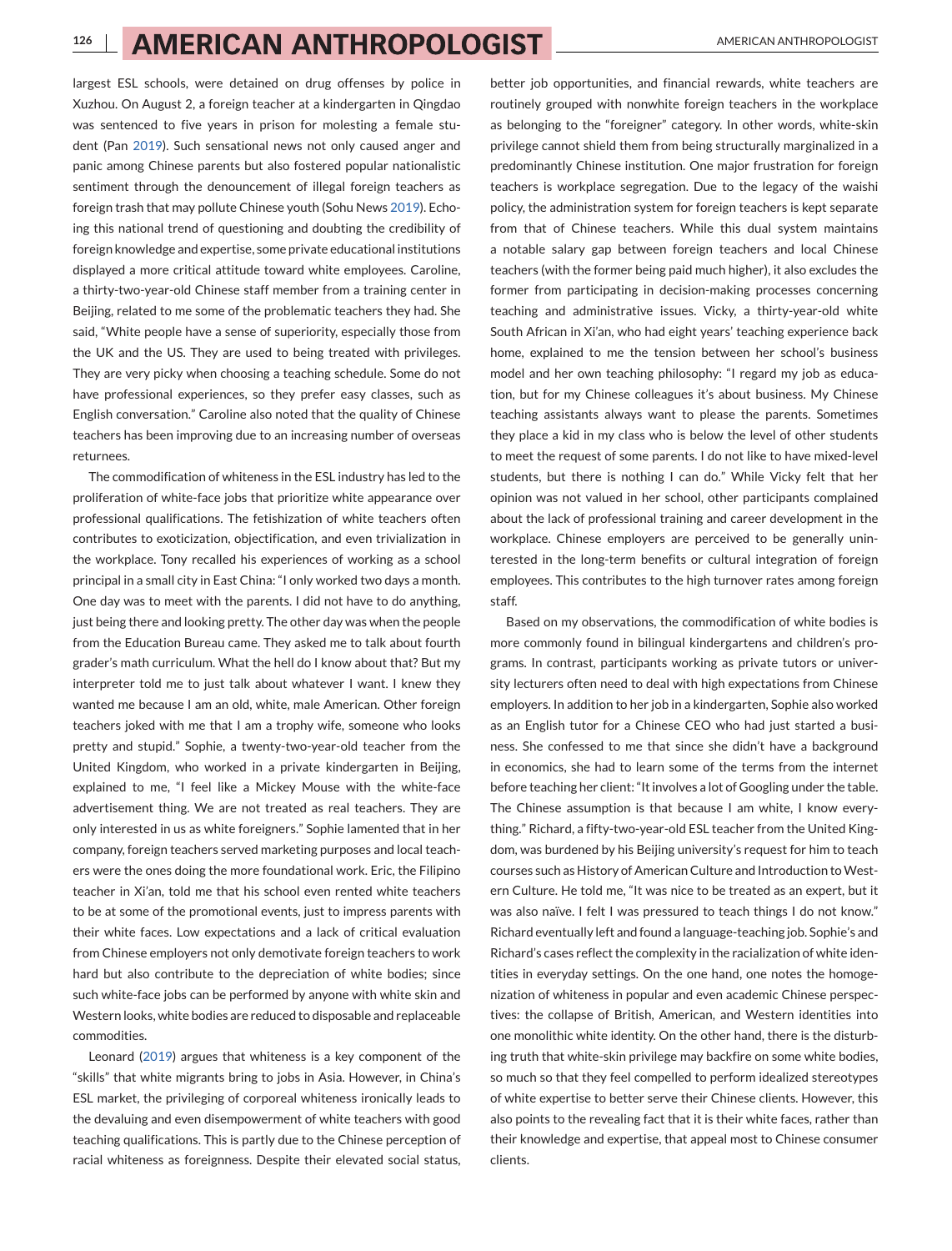largest ESL schools, were detained on drug offenses by police in Xuzhou. On August 2, a foreign teacher at a kindergarten in Qingdao was sentenced to five years in prison for molesting a female student (Pan 2019). Such sensational news not only caused anger and panic among Chinese parents but also fostered popular nationalistic sentiment through the denouncement of illegal foreign teachers as foreign trash that may pollute Chinese youth (Sohu News 2019). Echoing this national trend of questioning and doubting the credibility of foreign knowledge and expertise, some private educational institutions displayed a more critical attitude toward white employees. Caroline, a thirty-two-year-old Chinese staff member from a training center in Beijing, related to me some of the problematic teachers they had. She said, "White people have a sense of superiority, especially those from the UK and the US. They are used to being treated with privileges. They are very picky when choosing a teaching schedule. Some do not have professional experiences, so they prefer easy classes, such as English conversation." Caroline also noted that the quality of Chinese teachers has been improving due to an increasing number of overseas returnees.

The commodification of whiteness in the ESL industry has led to the proliferation of white-face jobs that prioritize white appearance over professional qualifications. The fetishization of white teachers often contributes to exoticization, objectification, and even trivialization in the workplace. Tony recalled his experiences of working as a school principal in a small city in East China: "I only worked two days a month. One day was to meet with the parents. I did not have to do anything, just being there and looking pretty. The other day was when the people from the Education Bureau came. They asked me to talk about fourth grader's math curriculum. What the hell do I know about that? But my interpreter told me to just talk about whatever I want. I knew they wanted me because I am an old, white, male American. Other foreign teachers joked with me that I am a trophy wife, someone who looks pretty and stupid." Sophie, a twenty-two-year-old teacher from the United Kingdom, who worked in a private kindergarten in Beijing, explained to me, "I feel like a Mickey Mouse with the white-face advertisement thing. We are not treated as real teachers. They are only interested in us as white foreigners." Sophie lamented that in her company, foreign teachers served marketing purposes and local teachers were the ones doing the more foundational work. Eric, the Filipino teacher in Xi'an, told me that his school even rented white teachers to be at some of the promotional events, just to impress parents with their white faces. Low expectations and a lack of critical evaluation from Chinese employers not only demotivate foreign teachers to work hard but also contribute to the depreciation of white bodies; since such white-face jobs can be performed by anyone with white skin and Western looks, white bodies are reduced to disposable and replaceable commodities.

Leonard (2019) argues that whiteness is a key component of the "skills" that white migrants bring to jobs in Asia. However, in China's ESL market, the privileging of corporeal whiteness ironically leads to the devaluing and even disempowerment of white teachers with good teaching qualifications. This is partly due to the Chinese perception of racial whiteness as foreignness. Despite their elevated social status, better job opportunities, and financial rewards, white teachers are routinely grouped with nonwhite foreign teachers in the workplace as belonging to the "foreigner" category. In other words, white-skin privilege cannot shield them from being structurally marginalized in a predominantly Chinese institution. One major frustration for foreign teachers is workplace segregation. Due to the legacy of the waishi policy, the administration system for foreign teachers is kept separate from that of Chinese teachers. While this dual system maintains a notable salary gap between foreign teachers and local Chinese teachers (with the former being paid much higher), it also excludes the former from participating in decision-making processes concerning teaching and administrative issues. Vicky, a thirty-year-old white South African in Xi'an, who had eight years' teaching experience back home, explained to me the tension between her school's business model and her own teaching philosophy: "I regard my job as education, but for my Chinese colleagues it's about business. My Chinese teaching assistants always want to please the parents. Sometimes they place a kid in my class who is below the level of other students to meet the request of some parents. I do not like to have mixed-level students, but there is nothing I can do." While Vicky felt that her opinion was not valued in her school, other participants complained about the lack of professional training and career development in the workplace. Chinese employers are perceived to be generally uninterested in the long-term benefits or cultural integration of foreign employees. This contributes to the high turnover rates among foreign staff.

Based on my observations, the commodification of white bodies is more commonly found in bilingual kindergartens and children's programs. In contrast, participants working as private tutors or university lecturers often need to deal with high expectations from Chinese employers. In addition to her job in a kindergarten, Sophie also worked as an English tutor for a Chinese CEO who had just started a business. She confessed to me that since she didn't have a background in economics, she had to learn some of the terms from the internet before teaching her client: "It involves a lot of Googling under the table. The Chinese assumption is that because I am white, I know everything." Richard, a fifty-two-year-old ESL teacher from the United Kingdom, was burdened by his Beijing university's request for him to teach courses such as History of American Culture and Introduction to Western Culture. He told me, "It was nice to be treated as an expert, but it was also naïve. I felt I was pressured to teach things I do not know." Richard eventually left and found a language-teaching job. Sophie's and Richard's cases reflect the complexity in the racialization of white identities in everyday settings. On the one hand, one notes the homogenization of whiteness in popular and even academic Chinese perspectives: the collapse of British, American, and Western identities into one monolithic white identity. On the other hand, there is the disturbing truth that white-skin privilege may backfire on some white bodies, so much so that they feel compelled to perform idealized stereotypes of white expertise to better serve their Chinese clients. However, this also points to the revealing fact that it is their white faces, rather than their knowledge and expertise, that appeal most to Chinese consumer clients.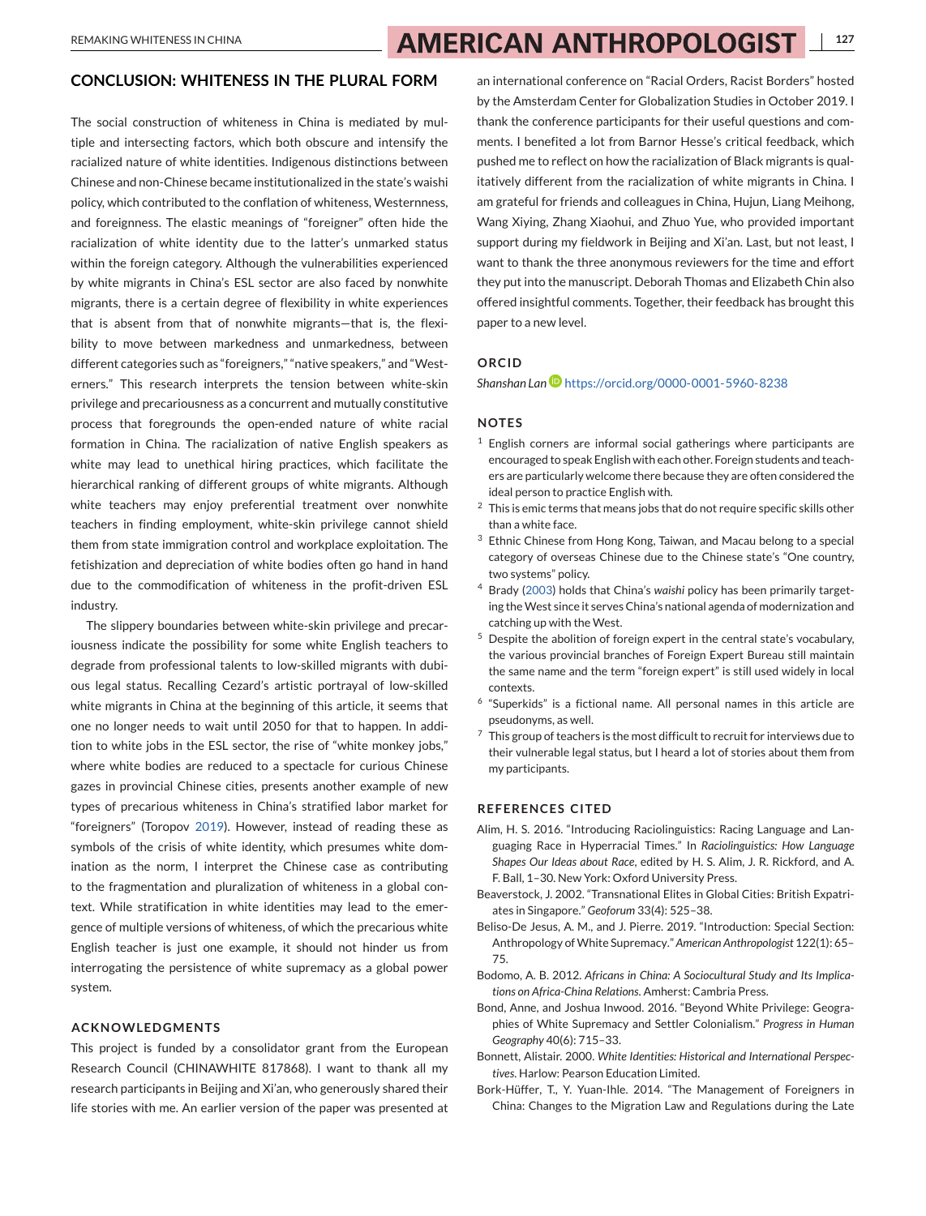## CONCLUSION: WHITENESS IN THE PLURAL FORM

The social construction of whiteness in China is mediated by multiple and intersecting factors, which both obscure and intensify the racialized nature of white identities. Indigenous distinctions between Chinese and non-Chinese became institutionalized in the state's waishi policy, which contributed to the conflation of whiteness, Westernness, and foreignness. The elastic meanings of "foreigner" often hide the racialization of white identity due to the latter's unmarked status within the foreign category. Although the vulnerabilities experienced by white migrants in China's ESL sector are also faced by nonwhite migrants, there is a certain degree of flexibility in white experiences that is absent from that of nonwhite migrants—that is, the flexibility to move between markedness and unmarkedness, between different categories such as "foreigners," "native speakers," and "Westerners." This research interprets the tension between white-skin privilege and precariousness as a concurrent and mutually constitutive process that foregrounds the open-ended nature of white racial formation in China. The racialization of native English speakers as white may lead to unethical hiring practices, which facilitate the hierarchical ranking of different groups of white migrants. Although white teachers may enjoy preferential treatment over nonwhite teachers in finding employment, white-skin privilege cannot shield them from state immigration control and workplace exploitation. The fetishization and depreciation of white bodies often go hand in hand due to the commodification of whiteness in the profit-driven ESL industry.

The slippery boundaries between white-skin privilege and precariousness indicate the possibility for some white English teachers to degrade from professional talents to low-skilled migrants with dubious legal status. Recalling Cezard's artistic portrayal of low-skilled white migrants in China at the beginning of this article, it seems that one no longer needs to wait until 2050 for that to happen. In addition to white jobs in the ESL sector, the rise of "white monkey jobs," where white bodies are reduced to a spectacle for curious Chinese gazes in provincial Chinese cities, presents another example of new types of precarious whiteness in China's stratified labor market for "foreigners" (Toropov 2019). However, instead of reading these as symbols of the crisis of white identity, which presumes white domination as the norm, I interpret the Chinese case as contributing to the fragmentation and pluralization of whiteness in a global context. While stratification in white identities may lead to the emergence of multiple versions of whiteness, of which the precarious white English teacher is just one example, it should not hinder us from interrogating the persistence of white supremacy as a global power system.

### ACKNOWLEDGMENTS

This project is funded by a consolidator grant from the European Research Council (CHINAWHITE 817868). I want to thank all my research participants in Beijing and Xi'an, who generously shared their life stories with me. An earlier version of the paper was presented at an international conference on "Racial Orders, Racist Borders" hosted by the Amsterdam Center for Globalization Studies in October 2019. I thank the conference participants for their useful questions and comments. I benefited a lot from Barnor Hesse's critical feedback, which pushed me to reflect on how the racialization of Black migrants is qualitatively different from the racialization of white migrants in China. I am grateful for friends and colleagues in China, Hujun, Liang Meihong, Wang Xiying, Zhang Xiaohui, and Zhuo Yue, who provided important support during my fieldwork in Beijing and Xi'an. Last, but not least, I want to thank the three anonymous reviewers for the time and effort they put into the manuscript. Deborah Thomas and Elizabeth Chin also offered insightful comments. Together, their feedback has brought this paper to a new level.

### ORCID

*Shanshan Lan* https://orcid.org/0000-0001-5960-8238

### NOTES

[1] English corners are informal social gatherings where participants are encouraged to speak English with each other. Foreign students and teachers are particularly welcome there because they are often considered the ideal person to practice English with.

[2] This is emic terms that means jobs that do not require specific skills other than a white face.

[3] Ethnic Chinese from Hong Kong, Taiwan, and Macau belong to a special category of overseas Chinese due to the Chinese state's "One country, two systems" policy.

[4] Brady (2003) holds that China's *waishi* policy has been primarily targeting the West since it serves China's national agenda of modernization and catching up with the West.

[5] Despite the abolition of foreign expert in the central state's vocabulary, the various provincial branches of Foreign Expert Bureau still maintain the same name and the term "foreign expert" is still used widely in local contexts.

[6] "Superkids" is a fictional name. All personal names in this article are pseudonyms, as well.

[7] This group of teachers is the most difficult to recruit for interviews due to their vulnerable legal status, but I heard a lot of stories about them from my participants.

### REFERENCES CITED

Alim, H. S. 2016. "Introducing Raciolinguistics: Racing Language and Languaging Race in Hyperracial Times." In *Raciolinguistics: How Language Shapes Our Ideas about Race*, edited by H. S. Alim, J. R. Rickford, and A. F. Ball, 1–30. New York: Oxford University Press.

Beaverstock, J. 2002. "Transnational Elites in Global Cities: British Expatriates in Singapore." *Geoforum* 33(4): 525–38.

Beliso-De Jesus, A. M., and J. Pierre. 2019. "Introduction: Special Section: Anthropology of White Supremacy." *American Anthropologist* 122(1): 65–75.

Bodomo, A. B. 2012. *Africans in China: A Sociocultural Study and Its Implications on Africa-China Relations*. Amherst: Cambria Press.

Bond, Anne, and Joshua Inwood. 2016. "Beyond White Privilege: Geographies of White Supremacy and Settler Colonialism." *Progress in Human Geography* 40(6): 715–33.

Bonnett, Alistair. 2000. *White Identities: Historical and International Perspectives*. Harlow: Pearson Education Limited.

Bork-Hüffer, T., Y. Yuan-Ihle. 2014. "The Management of Foreigners in China: Changes to the Migration Law and Regulations during the Late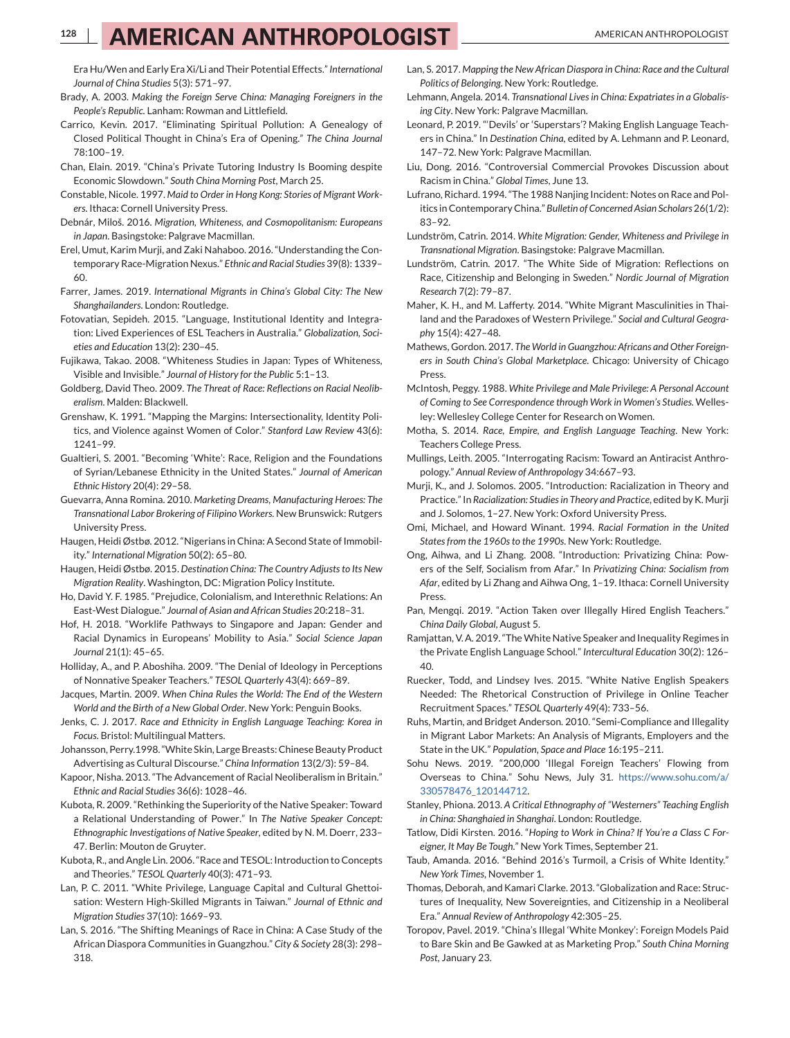Era Hu/Wen and Early Era Xi/Li and Their Potential Effects." *International Journal of China Studies* 5(3): 571–97.

Brady, A. 2003. *Making the Foreign Serve China: Managing Foreigners in the People's Republic.* Lanham: Rowman and Littlefield.

Carrico, Kevin. 2017. "Eliminating Spiritual Pollution: A Genealogy of Closed Political Thought in China's Era of Opening." *The China Journal* 78:100–19.

Chan, Elain. 2019. "China's Private Tutoring Industry Is Booming despite Economic Slowdown." *South China Morning Post*, March 25.

Constable, Nicole. 1997. *Maid to Order in Hong Kong: Stories of Migrant Workers*. Ithaca: Cornell University Press.

Debnár, Miloš. 2016. *Migration, Whiteness, and Cosmopolitanism: Europeans in Japan*. Basingstoke: Palgrave Macmillan.

Erel, Umut, Karim Murji, and Zaki Nahaboo. 2016. "Understanding the Contemporary Race-Migration Nexus." *Ethnic and Racial Studies* 39(8): 1339–60.

Farrer, James. 2019. *International Migrants in China's Global City: The New Shanghailanders*. London: Routledge.

Fotovatian, Sepideh. 2015. "Language, Institutional Identity and Integration: Lived Experiences of ESL Teachers in Australia." *Globalization, Societies and Education* 13(2): 230–45.

Fujikawa, Takao. 2008. "Whiteness Studies in Japan: Types of Whiteness, Visible and Invisible." *Journal of History for the Public* 5:1–13.

Goldberg, David Theo. 2009. *The Threat of Race: Reflections on Racial Neoliberalism*. Malden: Blackwell.

Grenshaw, K. 1991. "Mapping the Margins: Intersectionality, Identity Politics, and Violence against Women of Color." *Stanford Law Review* 43(6): 1241–99.

Gualtieri, S. 2001. "Becoming 'White': Race, Religion and the Foundations of Syrian/Lebanese Ethnicity in the United States." *Journal of American Ethnic History* 20(4): 29–58.

Guevarra, Anna Romina. 2010. *Marketing Dreams, Manufacturing Heroes: The Transnational Labor Brokering of Filipino Workers*. New Brunswick: Rutgers University Press.

Haugen, Heidi Østbø. 2012. "Nigerians in China: A Second State of Immobility." *International Migration* 50(2): 65–80.

Haugen, Heidi Østbø. 2015. *Destination China: The Country Adjusts to Its New Migration Reality*. Washington, DC: Migration Policy Institute.

Ho, David Y. F. 1985. "Prejudice, Colonialism, and Interethnic Relations: An East-West Dialogue." *Journal of Asian and African Studies* 20:218–31.

Hof, H. 2018. "Worklife Pathways to Singapore and Japan: Gender and Racial Dynamics in Europeans' Mobility to Asia." *Social Science Japan Journal* 21(1): 45–65.

Holliday, A., and P. Aboshiha. 2009. "The Denial of Ideology in Perceptions of Nonnative Speaker Teachers." *TESOL Quarterly* 43(4): 669–89.

Jacques, Martin. 2009. *When China Rules the World: The End of the Western World and the Birth of a New Global Order*. New York: Penguin Books.

Jenks, C. J. 2017. *Race and Ethnicity in English Language Teaching: Korea in Focus*. Bristol: Multilingual Matters.

Johansson, Perry.1998. "White Skin, Large Breasts: Chinese Beauty Product Advertising as Cultural Discourse." *China Information* 13(2/3): 59–84.

Kapoor, Nisha. 2013. "The Advancement of Racial Neoliberalism in Britain." *Ethnic and Racial Studies* 36(6): 1028–46.

Kubota, R. 2009. "Rethinking the Superiority of the Native Speaker: Toward a Relational Understanding of Power." In *The Native Speaker Concept: Ethnographic Investigations of Native Speaker*, edited by N. M. Doerr, 233–47. Berlin: Mouton de Gruyter.

Kubota, R., and Angle Lin. 2006. "Race and TESOL: Introduction to Concepts and Theories." *TESOL Quarterly* 40(3): 471–93.

Lan, P. C. 2011. "White Privilege, Language Capital and Cultural Ghettoisation: Western High-Skilled Migrants in Taiwan." *Journal of Ethnic and Migration Studies* 37(10): 1669–93.

Lan, S. 2016. "The Shifting Meanings of Race in China: A Case Study of the African Diaspora Communities in Guangzhou." *City & Society* 28(3): 298–318.

Lan, S. 2017. *Mapping the New African Diaspora in China: Race and the Cultural Politics of Belonging*. New York: Routledge.

Lehmann, Angela. 2014. *Transnational Lives in China: Expatriates in a Globalising City*. New York: Palgrave Macmillan.

Leonard, P. 2019. "'Devils' or 'Superstars'? Making English Language Teachers in China." In *Destination China*, edited by A. Lehmann and P. Leonard, 147–72. New York: Palgrave Macmillan.

Liu, Dong. 2016. "Controversial Commercial Provokes Discussion about Racism in China." *Global Times*, June 13.

Lufrano, Richard. 1994. "The 1988 Nanjing Incident: Notes on Race and Politics in Contemporary China." *Bulletin of Concerned Asian Scholars* 26(1/2): 83–92.

Lundström, Catrin. 2014. *White Migration: Gender, Whiteness and Privilege in Transnational Migration*. Basingstoke: Palgrave Macmillan.

Lundström, Catrin. 2017. "The White Side of Migration: Reflections on Race, Citizenship and Belonging in Sweden." *Nordic Journal of Migration Research* 7(2): 79–87.

Maher, K. H., and M. Lafferty. 2014. "White Migrant Masculinities in Thailand and the Paradoxes of Western Privilege." *Social and Cultural Geography* 15(4): 427–48.

Mathews, Gordon. 2017. *The World in Guangzhou: Africans and Other Foreigners in South China's Global Marketplace*. Chicago: University of Chicago Press.

McIntosh, Peggy. 1988. *White Privilege and Male Privilege: A Personal Account of Coming to See Correspondence through Work in Women's Studies.* Wellesley: Wellesley College Center for Research on Women.

Motha, S. 2014. *Race, Empire, and English Language Teaching*. New York: Teachers College Press.

Mullings, Leith. 2005. "Interrogating Racism: Toward an Antiracist Anthropology." *Annual Review of Anthropology* 34:667–93.

Murji, K., and J. Solomos. 2005. "Introduction: Racialization in Theory and Practice." In *Racialization: Studies in Theory and Practice*, edited by K. Murji and J. Solomos, 1–27. New York: Oxford University Press.

Omi, Michael, and Howard Winant. 1994. *Racial Formation in the United States from the 1960s to the 1990s*. New York: Routledge.

Ong, Aihwa, and Li Zhang. 2008. "Introduction: Privatizing China: Powers of the Self, Socialism from Afar." In *Privatizing China: Socialism from Afar*, edited by Li Zhang and Aihwa Ong, 1–19. Ithaca: Cornell University Press.

Pan, Mengqi. 2019. "Action Taken over Illegally Hired English Teachers." *China Daily Global*, August 5.

Ramjattan, V. A. 2019. "The White Native Speaker and Inequality Regimes in the Private English Language School." *Intercultural Education* 30(2): 126–40.

Ruecker, Todd, and Lindsey Ives. 2015. "White Native English Speakers Needed: The Rhetorical Construction of Privilege in Online Teacher Recruitment Spaces." *TESOL Quarterly* 49(4): 733–56.

Ruhs, Martin, and Bridget Anderson. 2010. "Semi-Compliance and Illegality in Migrant Labor Markets: An Analysis of Migrants, Employers and the State in the UK." *Population, Space and Place* 16:195–211.

Sohu News. 2019. "200,000 'Illegal Foreign Teachers' Flowing from Overseas to China." Sohu News, July 31. https://www.sohu.com/a/330578476_120144712.

Stanley, Phiona. 2013. *A Critical Ethnography of "Westerners" Teaching English in China: Shanghaied in Shanghai*. London: Routledge.

Tatlow, Didi Kirsten. 2016. "*Hoping to Work in China? If You're a Class C Foreigner, It May Be Tough*." New York Times, September 21.

Taub, Amanda. 2016. "Behind 2016's Turmoil, a Crisis of White Identity." *New York Times*, November 1.

Thomas, Deborah, and Kamari Clarke. 2013. "Globalization and Race: Structures of Inequality, New Sovereignties, and Citizenship in a Neoliberal Era." *Annual Review of Anthropology* 42:305–25.

Toropov, Pavel. 2019. "China's Illegal 'White Monkey': Foreign Models Paid to Bare Skin and Be Gawked at as Marketing Prop." *South China Morning Post*, January 23.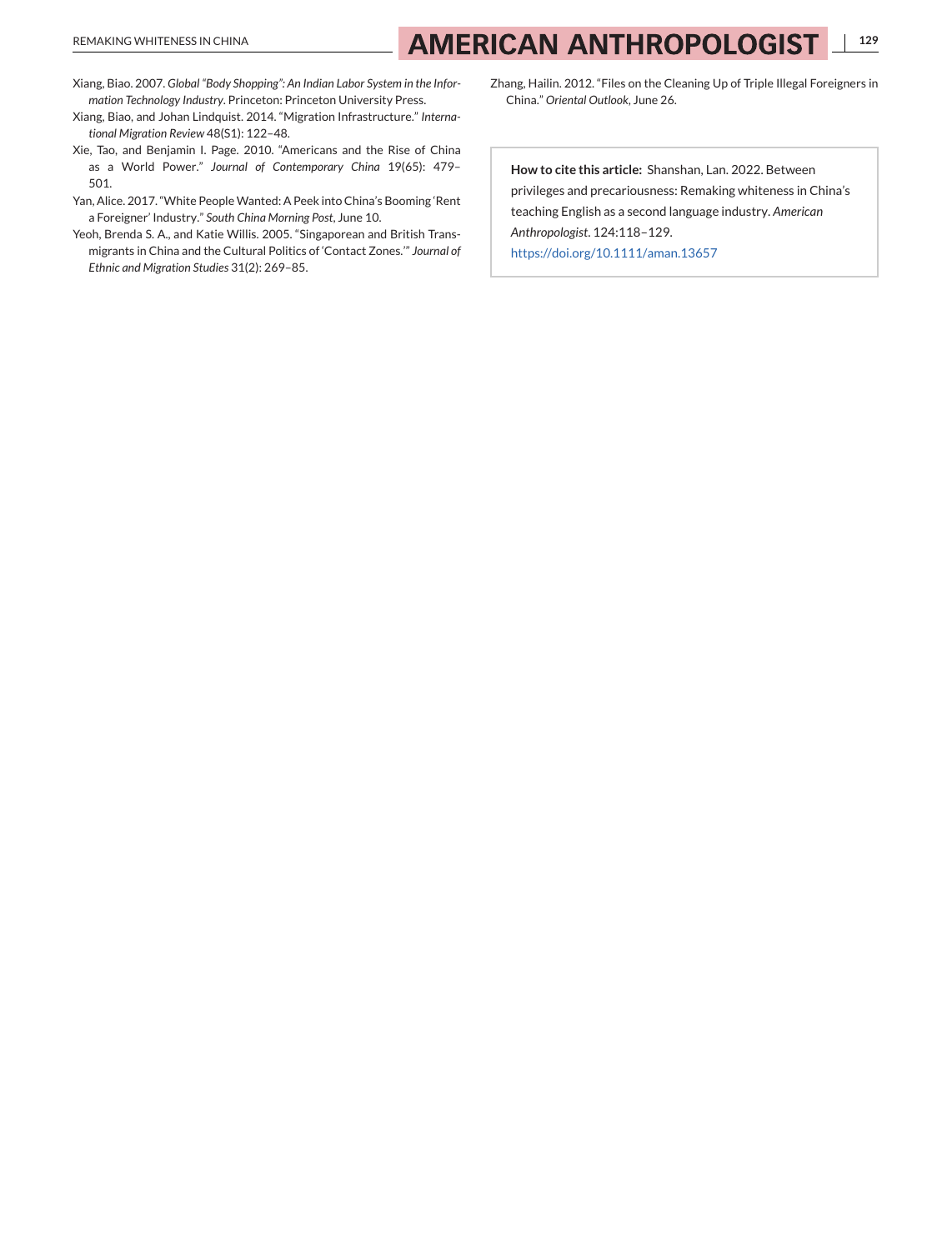Xiang, Biao. 2007. *Global "Body Shopping": An Indian Labor System in the Information Technology Industry*. Princeton: Princeton University Press.

Xiang, Biao, and Johan Lindquist. 2014. "Migration Infrastructure." *International Migration Review* 48(S1): 122–48.

Xie, Tao, and Benjamin I. Page. 2010. "Americans and the Rise of China as a World Power." *Journal of Contemporary China* 19(65): 479–501.

Yan, Alice. 2017. "White People Wanted: A Peek into China's Booming 'Rent a Foreigner' Industry." *South China Morning Post*, June 10.

Yeoh, Brenda S. A., and Katie Willis. 2005. "Singaporean and British Transmigrants in China and the Cultural Politics of 'Contact Zones.'" *Journal of Ethnic and Migration Studies* 31(2): 269–85.

Zhang, Hailin. 2012. "Files on the Cleaning Up of Triple Illegal Foreigners in China." *Oriental Outlook*, June 26.

**How to cite this article:** Shanshan, Lan. 2022. Between privileges and precariousness: Remaking whiteness in China's teaching English as a second language industry. *American Anthropologist*. 124:118–129. https://doi.org/10.1111/aman.13657